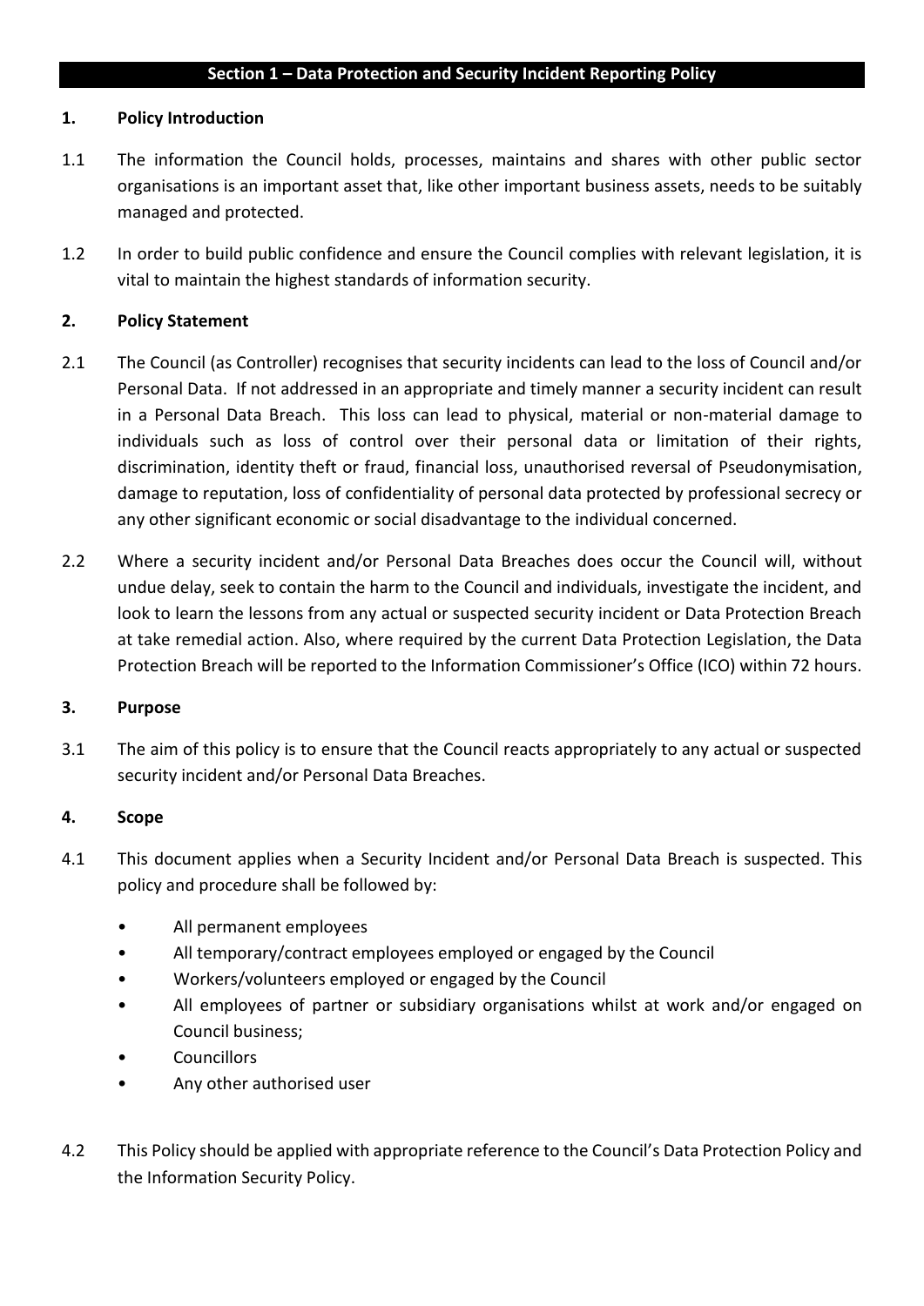## Section 1 – Data Protection and Security Incident Reporting Policy

### 1. Policy Introduction

1.1 The information the Council holds, processes, maintains and shares with other public sector organisations is an important asset that, like other important business assets, needs to be suitably managed and protected.

1.2 In order to build public confidence and ensure the Council complies with relevant legislation, it is vital to maintain the highest standards of information security.

### 2. Policy Statement

2.1 The Council (as Controller) recognises that security incidents can lead to the loss of Council and/or Personal Data. If not addressed in an appropriate and timely manner a security incident can result in a Personal Data Breach. This loss can lead to physical, material or non-material damage to individuals such as loss of control over their personal data or limitation of their rights, discrimination, identity theft or fraud, financial loss, unauthorised reversal of Pseudonymisation, damage to reputation, loss of confidentiality of personal data protected by professional secrecy or any other significant economic or social disadvantage to the individual concerned.

2.2 Where a security incident and/or Personal Data Breaches does occur the Council will, without undue delay, seek to contain the harm to the Council and individuals, investigate the incident, and look to learn the lessons from any actual or suspected security incident or Data Protection Breach at take remedial action. Also, where required by the current Data Protection Legislation, the Data Protection Breach will be reported to the Information Commissioner's Office (ICO) within 72 hours.

### 3. Purpose

3.1 The aim of this policy is to ensure that the Council reacts appropriately to any actual or suspected security incident and/or Personal Data Breaches.

### 4. Scope

4.1 This document applies when a Security Incident and/or Personal Data Breach is suspected. This policy and procedure shall be followed by:

- All permanent employees
- All temporary/contract employees employed or engaged by the Council
- Workers/volunteers employed or engaged by the Council
- All employees of partner or subsidiary organisations whilst at work and/or engaged on Council business;
- Councillors
- Any other authorised user

4.2 This Policy should be applied with appropriate reference to the Council's Data Protection Policy and the Information Security Policy.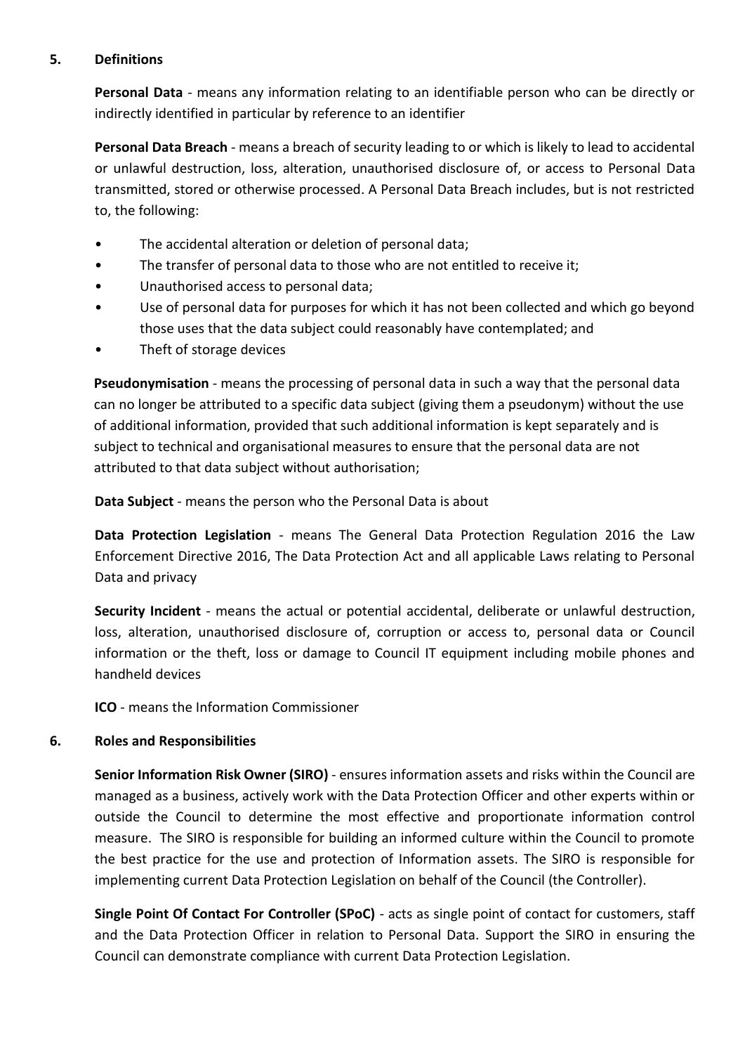## 5. Definitions

**Personal Data** - means any information relating to an identifiable person who can be directly or indirectly identified in particular by reference to an identifier

**Personal Data Breach** - means a breach of security leading to or which is likely to lead to accidental or unlawful destruction, loss, alteration, unauthorised disclosure of, or access to Personal Data transmitted, stored or otherwise processed. A Personal Data Breach includes, but is not restricted to, the following:

- The accidental alteration or deletion of personal data;
- The transfer of personal data to those who are not entitled to receive it;
- Unauthorised access to personal data;
- Use of personal data for purposes for which it has not been collected and which go beyond those uses that the data subject could reasonably have contemplated; and
- Theft of storage devices

**Pseudonymisation** - means the processing of personal data in such a way that the personal data can no longer be attributed to a specific data subject (giving them a pseudonym) without the use of additional information, provided that such additional information is kept separately and is subject to technical and organisational measures to ensure that the personal data are not attributed to that data subject without authorisation;

**Data Subject** - means the person who the Personal Data is about

**Data Protection Legislation** - means The General Data Protection Regulation 2016 the Law Enforcement Directive 2016, The Data Protection Act and all applicable Laws relating to Personal Data and privacy

**Security Incident** - means the actual or potential accidental, deliberate or unlawful destruction, loss, alteration, unauthorised disclosure of, corruption or access to, personal data or Council information or the theft, loss or damage to Council IT equipment including mobile phones and handheld devices

**ICO** - means the Information Commissioner

## 6. Roles and Responsibilities

**Senior Information Risk Owner (SIRO)** - ensures information assets and risks within the Council are managed as a business, actively work with the Data Protection Officer and other experts within or outside the Council to determine the most effective and proportionate information control measure. The SIRO is responsible for building an informed culture within the Council to promote the best practice for the use and protection of Information assets. The SIRO is responsible for implementing current Data Protection Legislation on behalf of the Council (the Controller).

**Single Point Of Contact For Controller (SPoC)** - acts as single point of contact for customers, staff and the Data Protection Officer in relation to Personal Data. Support the SIRO in ensuring the Council can demonstrate compliance with current Data Protection Legislation.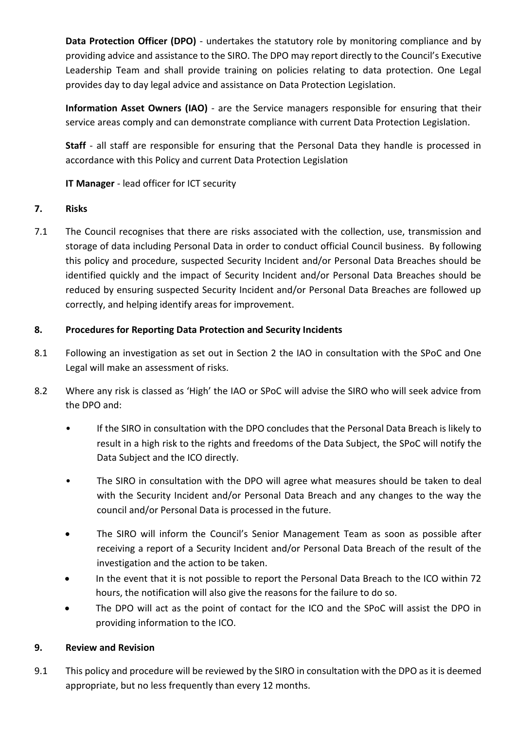**Data Protection Officer (DPO)** - undertakes the statutory role by monitoring compliance and by providing advice and assistance to the SIRO. The DPO may report directly to the Council's Executive Leadership Team and shall provide training on policies relating to data protection. One Legal provides day to day legal advice and assistance on Data Protection Legislation.

**Information Asset Owners (IAO)** - are the Service managers responsible for ensuring that their service areas comply and can demonstrate compliance with current Data Protection Legislation.

**Staff** - all staff are responsible for ensuring that the Personal Data they handle is processed in accordance with this Policy and current Data Protection Legislation

**IT Manager** - lead officer for ICT security

## 7. Risks

7.1 The Council recognises that there are risks associated with the collection, use, transmission and storage of data including Personal Data in order to conduct official Council business. By following this policy and procedure, suspected Security Incident and/or Personal Data Breaches should be identified quickly and the impact of Security Incident and/or Personal Data Breaches should be reduced by ensuring suspected Security Incident and/or Personal Data Breaches are followed up correctly, and helping identify areas for improvement.

## 8. Procedures for Reporting Data Protection and Security Incidents

8.1 Following an investigation as set out in Section 2 the IAO in consultation with the SPoC and One Legal will make an assessment of risks.

8.2 Where any risk is classed as 'High' the IAO or SPoC will advise the SIRO who will seek advice from the DPO and:

- If the SIRO in consultation with the DPO concludes that the Personal Data Breach is likely to result in a high risk to the rights and freedoms of the Data Subject, the SPoC will notify the Data Subject and the ICO directly.
- The SIRO in consultation with the DPO will agree what measures should be taken to deal with the Security Incident and/or Personal Data Breach and any changes to the way the council and/or Personal Data is processed in the future.
- The SIRO will inform the Council's Senior Management Team as soon as possible after receiving a report of a Security Incident and/or Personal Data Breach of the result of the investigation and the action to be taken.
- In the event that it is not possible to report the Personal Data Breach to the ICO within 72 hours, the notification will also give the reasons for the failure to do so.
- The DPO will act as the point of contact for the ICO and the SPoC will assist the DPO in providing information to the ICO.

## 9. Review and Revision

9.1 This policy and procedure will be reviewed by the SIRO in consultation with the DPO as it is deemed appropriate, but no less frequently than every 12 months.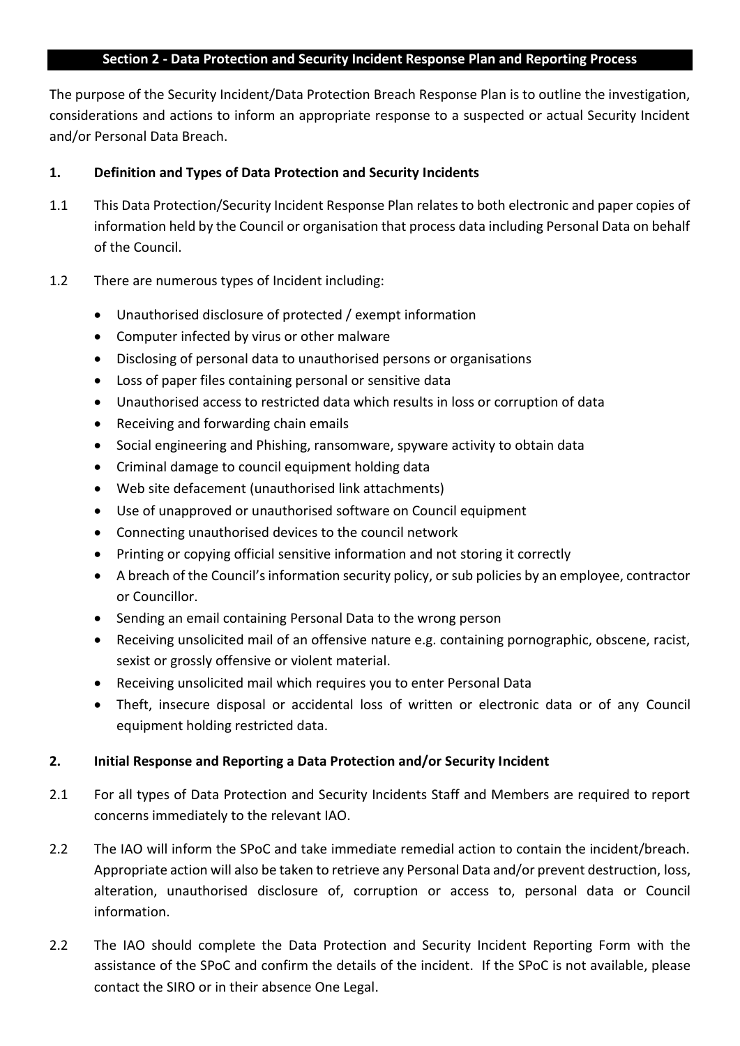## Section 2 - Data Protection and Security Incident Response Plan and Reporting Process

The purpose of the Security Incident/Data Protection Breach Response Plan is to outline the investigation, considerations and actions to inform an appropriate response to a suspected or actual Security Incident and/or Personal Data Breach.

### 1. Definition and Types of Data Protection and Security Incidents

1.1 This Data Protection/Security Incident Response Plan relates to both electronic and paper copies of information held by the Council or organisation that process data including Personal Data on behalf of the Council.

1.2 There are numerous types of Incident including:

- Unauthorised disclosure of protected / exempt information
- Computer infected by virus or other malware
- Disclosing of personal data to unauthorised persons or organisations
- Loss of paper files containing personal or sensitive data
- Unauthorised access to restricted data which results in loss or corruption of data
- Receiving and forwarding chain emails
- Social engineering and Phishing, ransomware, spyware activity to obtain data
- Criminal damage to council equipment holding data
- Web site defacement (unauthorised link attachments)
- Use of unapproved or unauthorised software on Council equipment
- Connecting unauthorised devices to the council network
- Printing or copying official sensitive information and not storing it correctly
- A breach of the Council's information security policy, or sub policies by an employee, contractor or Councillor.
- Sending an email containing Personal Data to the wrong person
- Receiving unsolicited mail of an offensive nature e.g. containing pornographic, obscene, racist, sexist or grossly offensive or violent material.
- Receiving unsolicited mail which requires you to enter Personal Data
- Theft, insecure disposal or accidental loss of written or electronic data or of any Council equipment holding restricted data.

### 2. Initial Response and Reporting a Data Protection and/or Security Incident

2.1 For all types of Data Protection and Security Incidents Staff and Members are required to report concerns immediately to the relevant IAO.

2.2 The IAO will inform the SPoC and take immediate remedial action to contain the incident/breach. Appropriate action will also be taken to retrieve any Personal Data and/or prevent destruction, loss, alteration, unauthorised disclosure of, corruption or access to, personal data or Council information.

2.2 The IAO should complete the Data Protection and Security Incident Reporting Form with the assistance of the SPoC and confirm the details of the incident. If the SPoC is not available, please contact the SIRO or in their absence One Legal.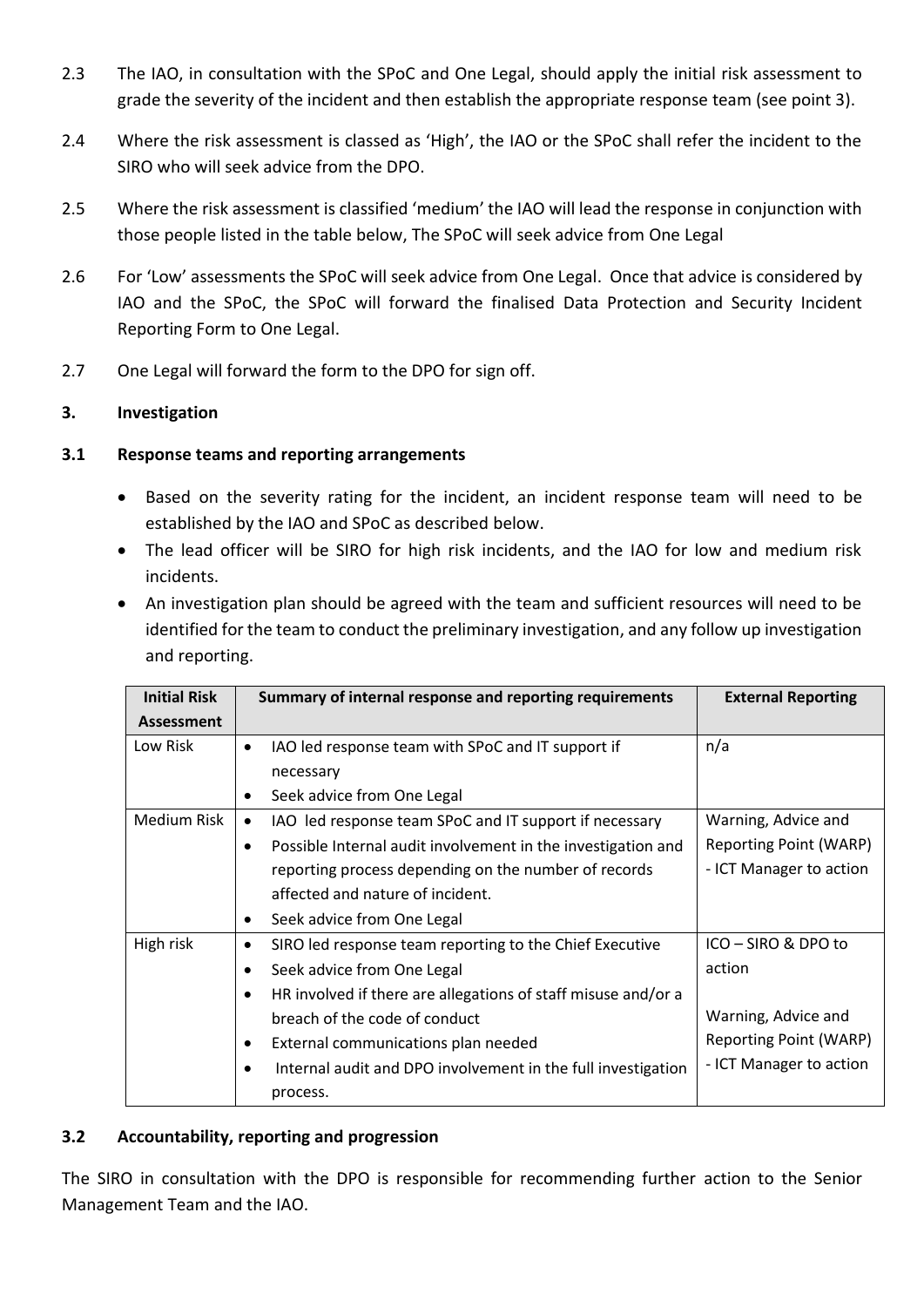2.3 The IAO, in consultation with the SPoC and One Legal, should apply the initial risk assessment to grade the severity of the incident and then establish the appropriate response team (see point 3).

2.4 Where the risk assessment is classed as 'High', the IAO or the SPoC shall refer the incident to the SIRO who will seek advice from the DPO.

2.5 Where the risk assessment is classified 'medium' the IAO will lead the response in conjunction with those people listed in the table below, The SPoC will seek advice from One Legal

2.6 For 'Low' assessments the SPoC will seek advice from One Legal. Once that advice is considered by IAO and the SPoC, the SPoC will forward the finalised Data Protection and Security Incident Reporting Form to One Legal.

2.7 One Legal will forward the form to the DPO for sign off.

## 3. Investigation

### 3.1 Response teams and reporting arrangements

- Based on the severity rating for the incident, an incident response team will need to be established by the IAO and SPoC as described below.
- The lead officer will be SIRO for high risk incidents, and the IAO for low and medium risk incidents.
- An investigation plan should be agreed with the team and sufficient resources will need to be identified for the team to conduct the preliminary investigation, and any follow up investigation and reporting.

| Initial Risk Assessment | Summary of internal response and reporting requirements | External Reporting |
|---|---|---|
| Low Risk | • IAO led response team with SPoC and IT support if necessary<br>• Seek advice from One Legal | n/a |
| Medium Risk | • IAO led response team SPoC and IT support if necessary<br>• Possible Internal audit involvement in the investigation and reporting process depending on the number of records affected and nature of incident.<br>• Seek advice from One Legal | Warning, Advice and Reporting Point (WARP) - ICT Manager to action |
| High risk | • SIRO led response team reporting to the Chief Executive<br>• Seek advice from One Legal<br>• HR involved if there are allegations of staff misuse and/or a breach of the code of conduct<br>• External communications plan needed<br>• Internal audit and DPO involvement in the full investigation process. | ICO – SIRO & DPO to action<br><br>Warning, Advice and Reporting Point (WARP) - ICT Manager to action |

### 3.2 Accountability, reporting and progression

The SIRO in consultation with the DPO is responsible for recommending further action to the Senior Management Team and the IAO.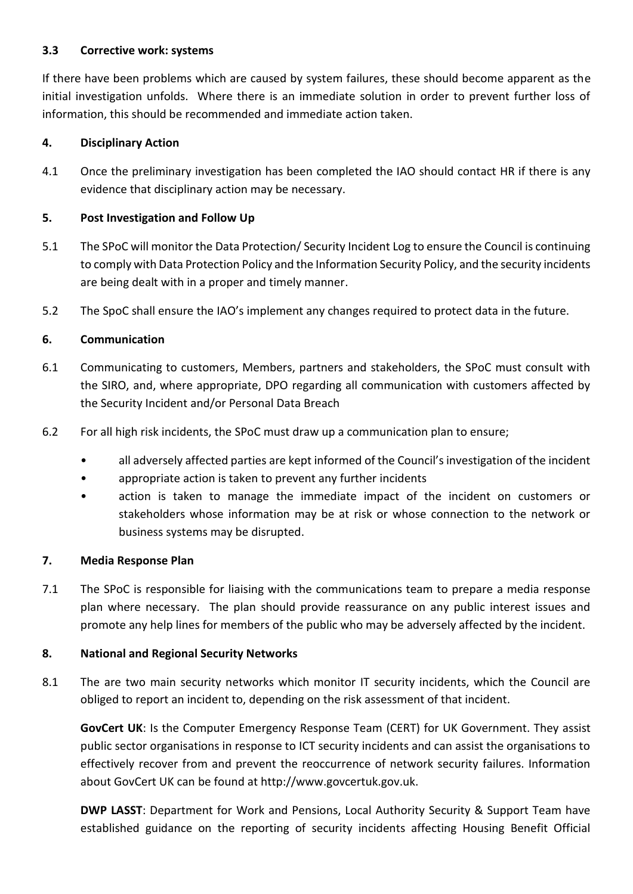### 3.3 Corrective work: systems

If there have been problems which are caused by system failures, these should become apparent as the initial investigation unfolds. Where there is an immediate solution in order to prevent further loss of information, this should be recommended and immediate action taken.

## 4. Disciplinary Action

4.1 Once the preliminary investigation has been completed the IAO should contact HR if there is any evidence that disciplinary action may be necessary.

## 5. Post Investigation and Follow Up

5.1 The SPoC will monitor the Data Protection/ Security Incident Log to ensure the Council is continuing to comply with Data Protection Policy and the Information Security Policy, and the security incidents are being dealt with in a proper and timely manner.

5.2 The SpoC shall ensure the IAO's implement any changes required to protect data in the future.

## 6. Communication

6.1 Communicating to customers, Members, partners and stakeholders, the SPoC must consult with the SIRO, and, where appropriate, DPO regarding all communication with customers affected by the Security Incident and/or Personal Data Breach

6.2 For all high risk incidents, the SPoC must draw up a communication plan to ensure;

- all adversely affected parties are kept informed of the Council's investigation of the incident
- appropriate action is taken to prevent any further incidents
- action is taken to manage the immediate impact of the incident on customers or stakeholders whose information may be at risk or whose connection to the network or business systems may be disrupted.

## 7. Media Response Plan

7.1 The SPoC is responsible for liaising with the communications team to prepare a media response plan where necessary. The plan should provide reassurance on any public interest issues and promote any help lines for members of the public who may be adversely affected by the incident.

## 8. National and Regional Security Networks

8.1 The are two main security networks which monitor IT security incidents, which the Council are obliged to report an incident to, depending on the risk assessment of that incident.

**GovCert UK**: Is the Computer Emergency Response Team (CERT) for UK Government. They assist public sector organisations in response to ICT security incidents and can assist the organisations to effectively recover from and prevent the reoccurrence of network security failures. Information about GovCert UK can be found at http://www.govcertuk.gov.uk.

**DWP LASST**: Department for Work and Pensions, Local Authority Security & Support Team have established guidance on the reporting of security incidents affecting Housing Benefit Official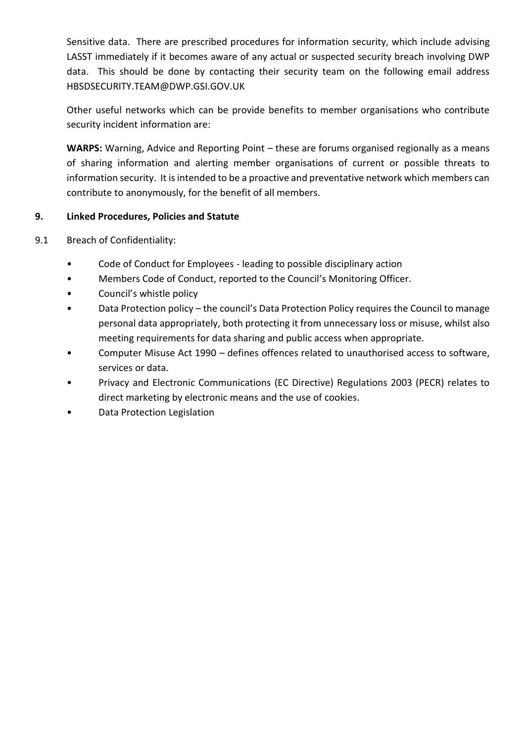Sensitive data. There are prescribed procedures for information security, which include advising LASST immediately if it becomes aware of any actual or suspected security breach involving DWP data. This should be done by contacting their security team on the following email address HBSDSECURITY.TEAM@DWP.GSI.GOV.UK

Other useful networks which can be provide benefits to member organisations who contribute security incident information are:

**WARPS:** Warning, Advice and Reporting Point – these are forums organised regionally as a means of sharing information and alerting member organisations of current or possible threats to information security. It is intended to be a proactive and preventative network which members can contribute to anonymously, for the benefit of all members.

## 9. Linked Procedures, Policies and Statute

9.1 Breach of Confidentiality:

- Code of Conduct for Employees - leading to possible disciplinary action
- Members Code of Conduct, reported to the Council's Monitoring Officer.
- Council's whistle policy
- Data Protection policy – the council's Data Protection Policy requires the Council to manage personal data appropriately, both protecting it from unnecessary loss or misuse, whilst also meeting requirements for data sharing and public access when appropriate.
- Computer Misuse Act 1990 – defines offences related to unauthorised access to software, services or data.
- Privacy and Electronic Communications (EC Directive) Regulations 2003 (PECR) relates to direct marketing by electronic means and the use of cookies.
- Data Protection Legislation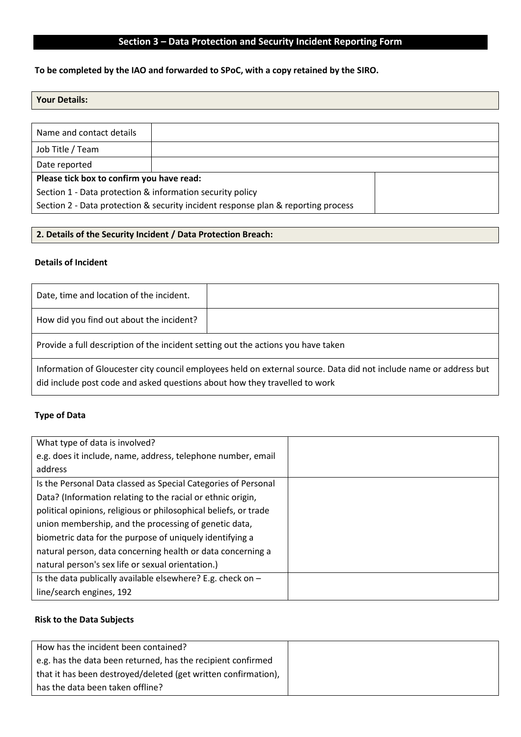## Section 3 – Data Protection and Security Incident Reporting Form

**To be completed by the IAO and forwarded to SPoC, with a copy retained by the SIRO.**

**Your Details:**

| Name and contact details | |
|---|---|
| Job Title / Team | |
| Date reported | |
| **Please tick box to confirm you have read:**<br>Section 1 - Data protection & information security policy<br>Section 2 - Data protection & security incident response plan & reporting process | |

**2. Details of the Security Incident / Data Protection Breach:**

**Details of Incident**

| Date, time and location of the incident. | |
|---|---|
| How did you find out about the incident? | |
| Provide a full description of the incident setting out the actions you have taken | |
| Information of Gloucester city council employees held on external source. Data did not include name or address but did include post code and asked questions about how they travelled to work | |

**Type of Data**

| What type of data is involved?<br>e.g. does it include, name, address, telephone number, email address | |
|---|---|
| Is the Personal Data classed as Special Categories of Personal Data? (Information relating to the racial or ethnic origin, political opinions, religious or philosophical beliefs, or trade union membership, and the processing of genetic data, biometric data for the purpose of uniquely identifying a natural person, data concerning health or data concerning a natural person's sex life or sexual orientation.) | |
| Is the data publically available elsewhere? E.g. check on – line/search engines, 192 | |

**Risk to the Data Subjects**

| How has the incident been contained?<br>e.g. has the data been returned, has the recipient confirmed that it has been destroyed/deleted (get written confirmation), has the data been taken offline? | |
|---|---|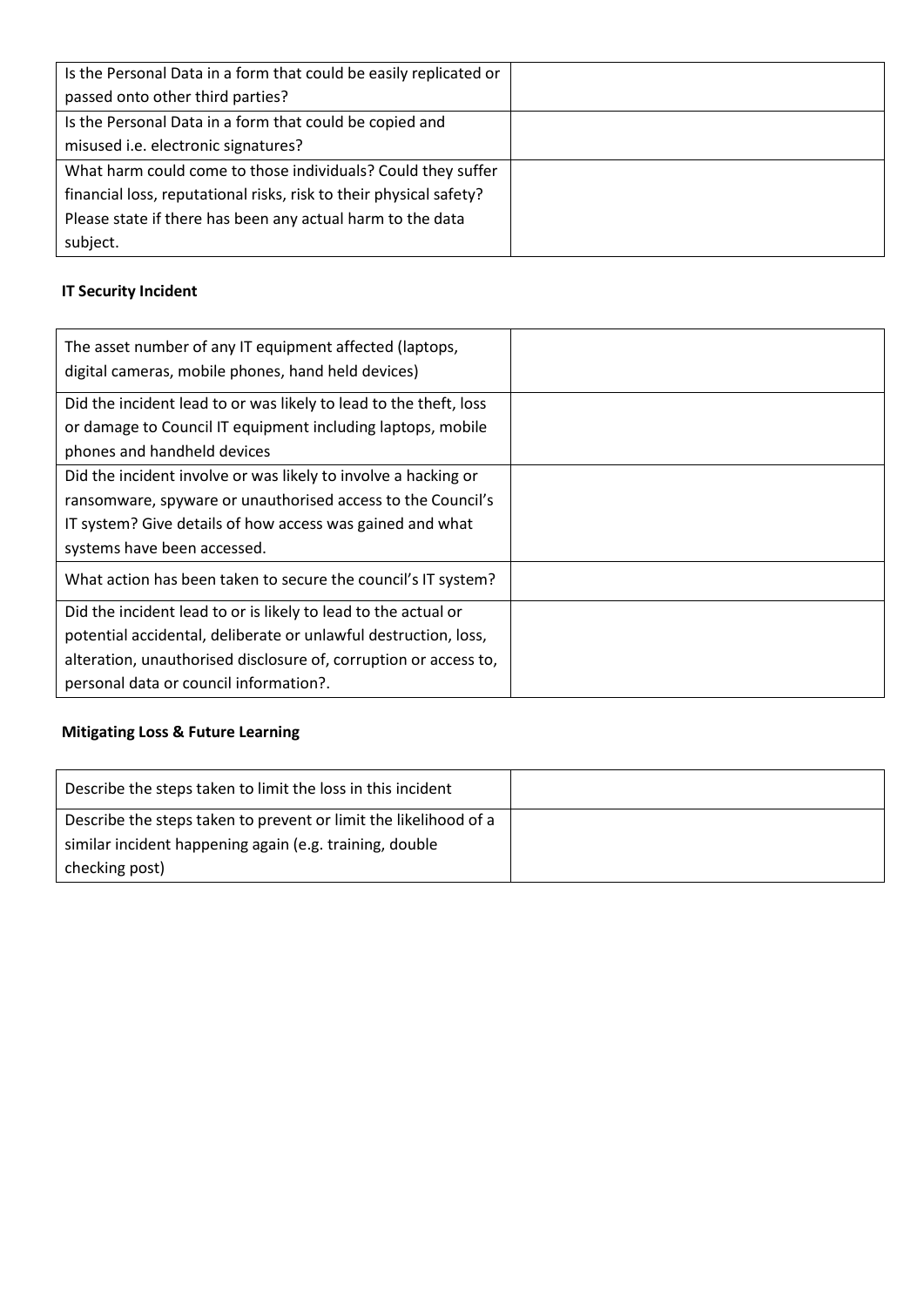| | |
|---|---|
| Is the Personal Data in a form that could be easily replicated or passed onto other third parties? | |
| Is the Personal Data in a form that could be copied and misused i.e. electronic signatures? | |
| What harm could come to those individuals? Could they suffer financial loss, reputational risks, risk to their physical safety? Please state if there has been any actual harm to the data subject. | |

**IT Security Incident**

| | |
|---|---|
| The asset number of any IT equipment affected (laptops, digital cameras, mobile phones, hand held devices) | |
| Did the incident lead to or was likely to lead to the theft, loss or damage to Council IT equipment including laptops, mobile phones and handheld devices | |
| Did the incident involve or was likely to involve a hacking or ransomware, spyware or unauthorised access to the Council's IT system? Give details of how access was gained and what systems have been accessed. | |
| What action has been taken to secure the council's IT system? | |
| Did the incident lead to or is likely to lead to the actual or potential accidental, deliberate or unlawful destruction, loss, alteration, unauthorised disclosure of, corruption or access to, personal data or council information?. | |

**Mitigating Loss & Future Learning**

| | |
|---|---|
| Describe the steps taken to limit the loss in this incident | |
| Describe the steps taken to prevent or limit the likelihood of a similar incident happening again (e.g. training, double checking post) | |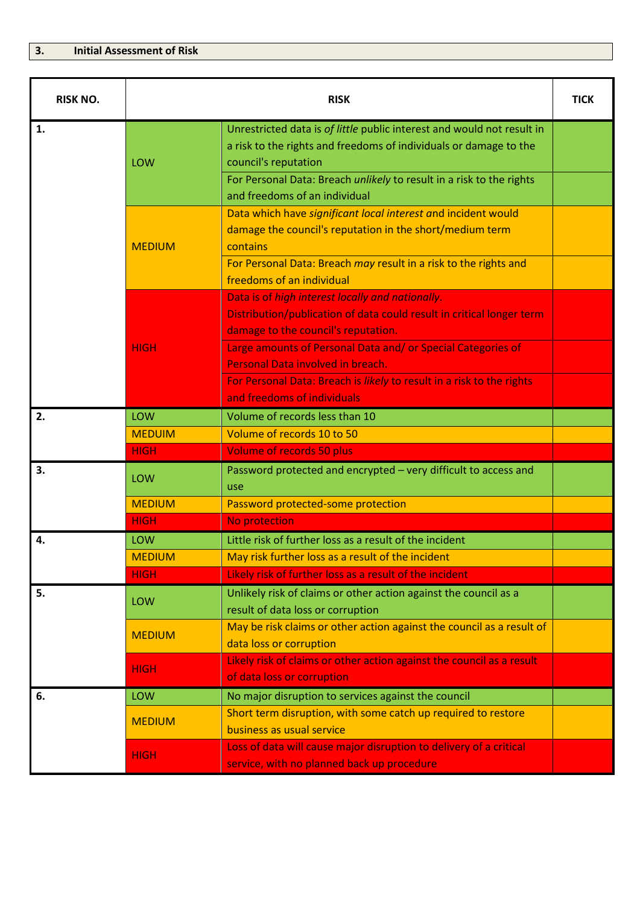## 3. Initial Assessment of Risk

| RISK NO. | | RISK | TICK |
|---|---|---|---|
| **1.** | LOW | Unrestricted data is *of little* public interest and would not result in a risk to the rights and freedoms of individuals or damage to the council's reputation | |
| | | For Personal Data: Breach *unlikely* to result in a risk to the rights and freedoms of an individual | |
| | MEDIUM | Data which have *significant local interest* and incident would damage the council's reputation in the short/medium term contains | |
| | | For Personal Data: Breach *may* result in a risk to the rights and freedoms of an individual | |
| | HIGH | Data is of *high interest locally and nationally*. Distribution/publication of data could result in critical longer term damage to the council's reputation. | |
| | | Large amounts of Personal Data and/ or Special Categories of Personal Data involved in breach. | |
| | | For Personal Data: Breach is *likely* to result in a risk to the rights and freedoms of individuals | |
| **2.** | LOW | Volume of records less than 10 | |
| | MEDUIM | Volume of records 10 to 50 | |
| | HIGH | Volume of records 50 plus | |
| **3.** | LOW | Password protected and encrypted – very difficult to access and use | |
| | MEDIUM | Password protected-some protection | |
| | HIGH | No protection | |
| **4.** | LOW | Little risk of further loss as a result of the incident | |
| | MEDIUM | May risk further loss as a result of the incident | |
| | HIGH | Likely risk of further loss as a result of the incident | |
| **5.** | LOW | Unlikely risk of claims or other action against the council as a result of data loss or corruption | |
| | MEDIUM | May be risk claims or other action against the council as a result of data loss or corruption | |
| | HIGH | Likely risk of claims or other action against the council as a result of data loss or corruption | |
| **6.** | LOW | No major disruption to services against the council | |
| | MEDIUM | Short term disruption, with some catch up required to restore business as usual service | |
| | HIGH | Loss of data will cause major disruption to delivery of a critical service, with no planned back up procedure | |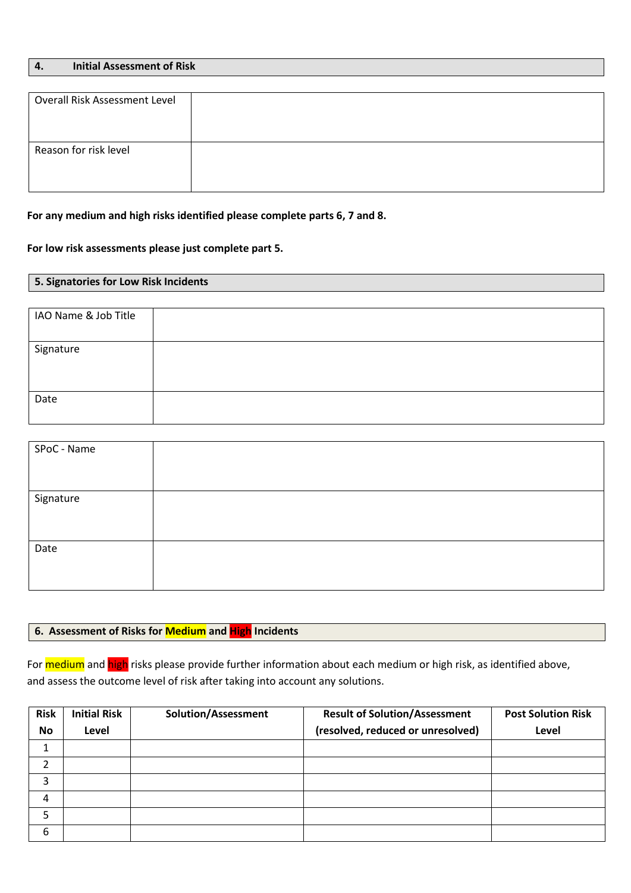## 4. Initial Assessment of Risk

| | |
|---|---|
| Overall Risk Assessment Level | |
| Reason for risk level | |

**For any medium and high risks identified please complete parts 6, 7 and 8.**

**For low risk assessments please just complete part 5.**

## 5. Signatories for Low Risk Incidents

| | |
|---|---|
| IAO Name & Job Title | |
| Signature | |
| Date | |

| | |
|---|---|
| SPoC - Name | |
| Signature | |
| Date | |

## 6. Assessment of Risks for Medium and High Incidents

For medium and high risks please provide further information about each medium or high risk, as identified above, and assess the outcome level of risk after taking into account any solutions.

| Risk No | Initial Risk Level | Solution/Assessment | Result of Solution/Assessment (resolved, reduced or unresolved) | Post Solution Risk Level |
|---|---|---|---|---|
| 1 | | | | |
| 2 | | | | |
| 3 | | | | |
| 4 | | | | |
| 5 | | | | |
| 6 | | | | |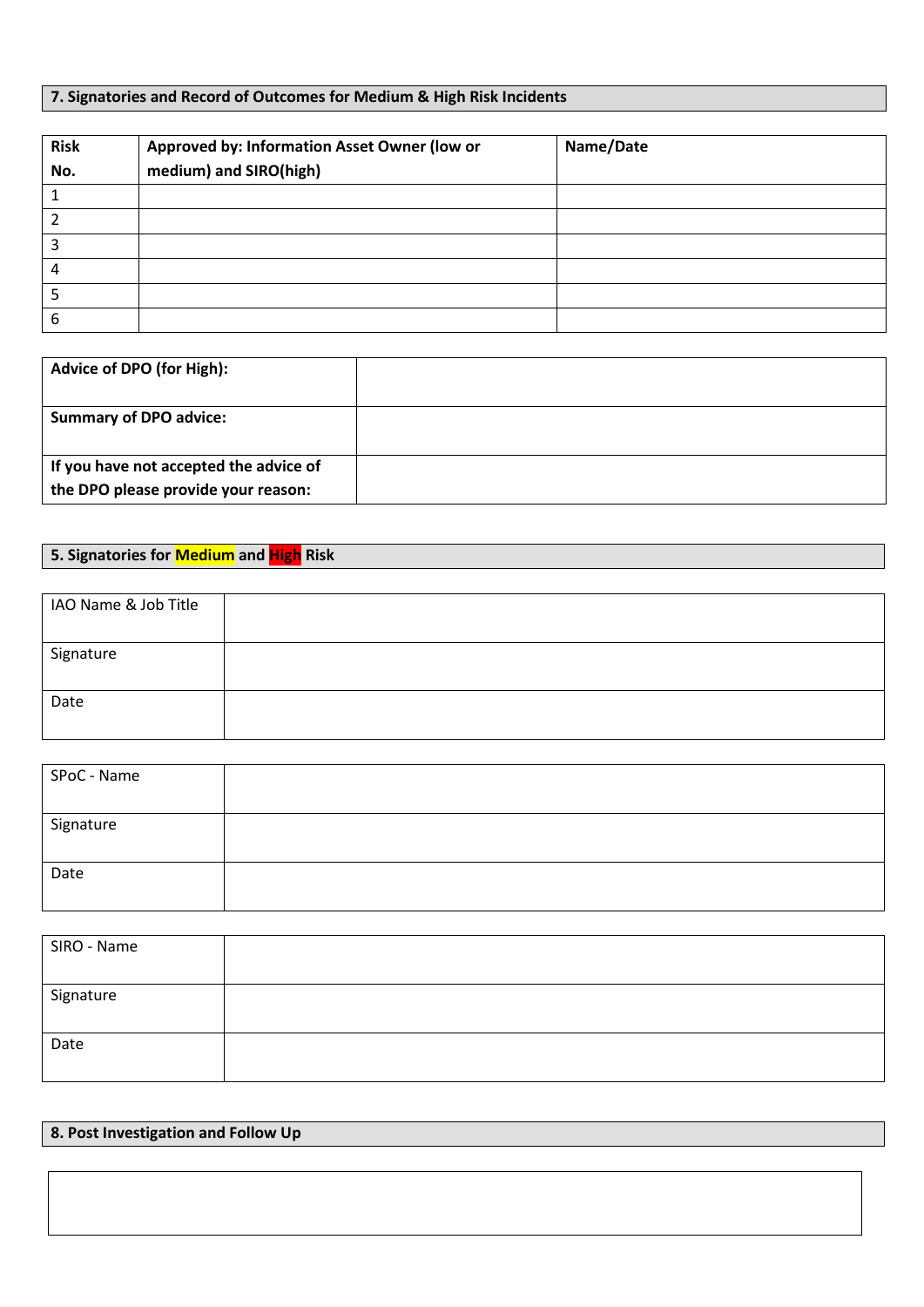## 7. Signatories and Record of Outcomes for Medium & High Risk Incidents

| Risk No. | Approved by: Information Asset Owner (low or medium) and SIRO(high) | Name/Date |
|---|---|---|
| 1 | | |
| 2 | | |
| 3 | | |
| 4 | | |
| 5 | | |
| 6 | | |

| | |
|---|---|
| **Advice of DPO (for High):** | |
| **Summary of DPO advice:** | |
| **If you have not accepted the advice of the DPO please provide your reason:** | |

## 5. Signatories for Medium and High Risk

| | |
|---|---|
| IAO Name & Job Title | |
| Signature | |
| Date | |

| | |
|---|---|
| SPoC - Name | |
| Signature | |
| Date | |

| | |
|---|---|
| SIRO - Name | |
| Signature | |
| Date | |

## 8. Post Investigation and Follow Up